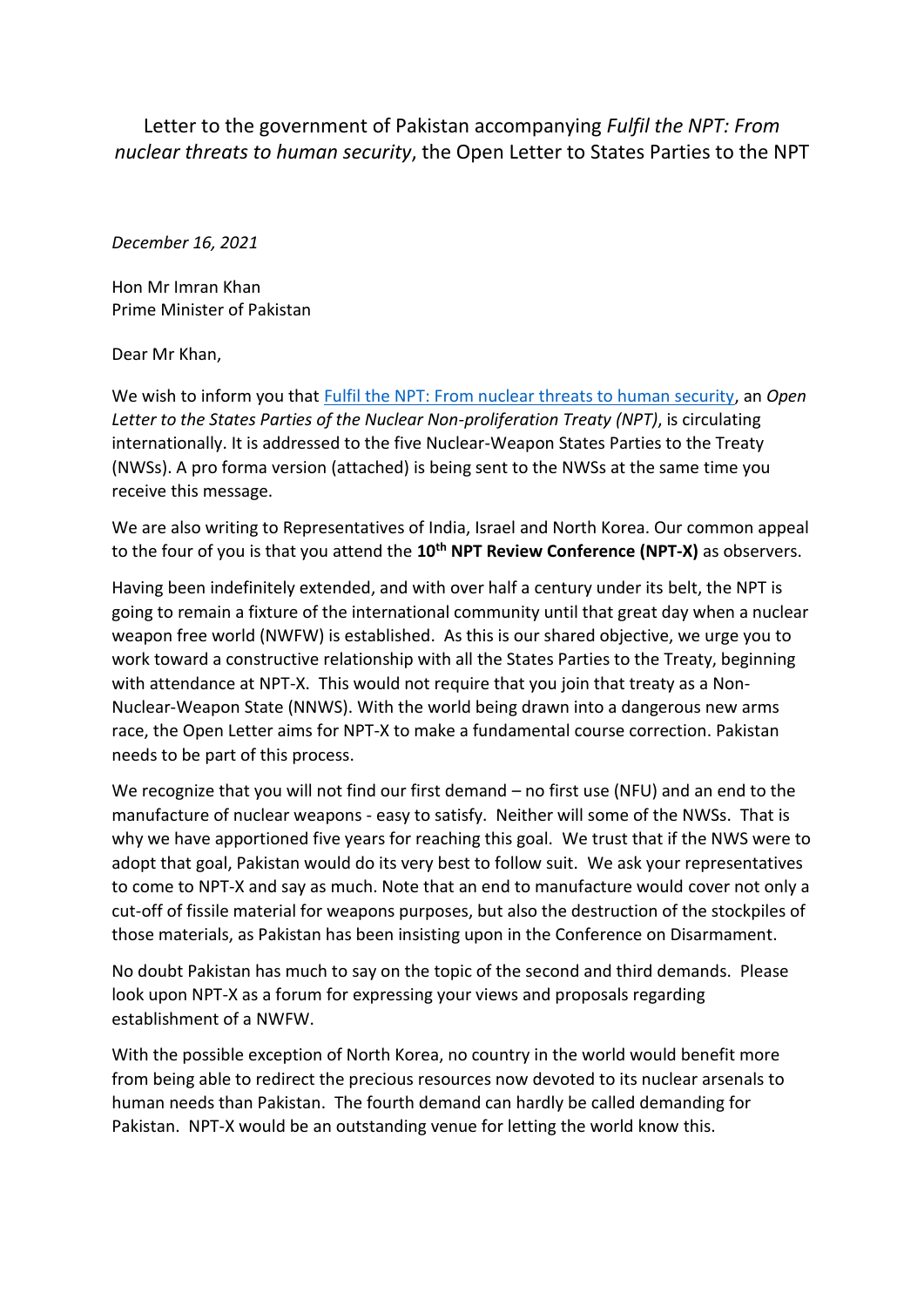Letter to the government of Pakistan accompanying *Fulfil the NPT: From nuclear threats to human security*, the Open Letter to States Parties to the NPT

*December 16, 2021*

Hon Mr Imran Khan
Prime Minister of Pakistan

Dear Mr Khan,

We wish to inform you that [Fulfil the NPT: From nuclear threats to human security](), an *Open Letter to the States Parties of the Nuclear Non-proliferation Treaty (NPT)*, is circulating internationally. It is addressed to the five Nuclear-Weapon States Parties to the Treaty (NWSs). A pro forma version (attached) is being sent to the NWSs at the same time you receive this message.

We are also writing to Representatives of India, Israel and North Korea. Our common appeal to the four of you is that you attend the **10th NPT Review Conference (NPT-X)** as observers.

Having been indefinitely extended, and with over half a century under its belt, the NPT is going to remain a fixture of the international community until that great day when a nuclear weapon free world (NWFW) is established. As this is our shared objective, we urge you to work toward a constructive relationship with all the States Parties to the Treaty, beginning with attendance at NPT-X. This would not require that you join that treaty as a Non-Nuclear-Weapon State (NNWS). With the world being drawn into a dangerous new arms race, the Open Letter aims for NPT-X to make a fundamental course correction. Pakistan needs to be part of this process.

We recognize that you will not find our first demand – no first use (NFU) and an end to the manufacture of nuclear weapons - easy to satisfy. Neither will some of the NWSs. That is why we have apportioned five years for reaching this goal. We trust that if the NWS were to adopt that goal, Pakistan would do its very best to follow suit. We ask your representatives to come to NPT-X and say as much. Note that an end to manufacture would cover not only a cut-off of fissile material for weapons purposes, but also the destruction of the stockpiles of those materials, as Pakistan has been insisting upon in the Conference on Disarmament.

No doubt Pakistan has much to say on the topic of the second and third demands. Please look upon NPT-X as a forum for expressing your views and proposals regarding establishment of a NWFW.

With the possible exception of North Korea, no country in the world would benefit more from being able to redirect the precious resources now devoted to its nuclear arsenals to human needs than Pakistan. The fourth demand can hardly be called demanding for Pakistan. NPT-X would be an outstanding venue for letting the world know this.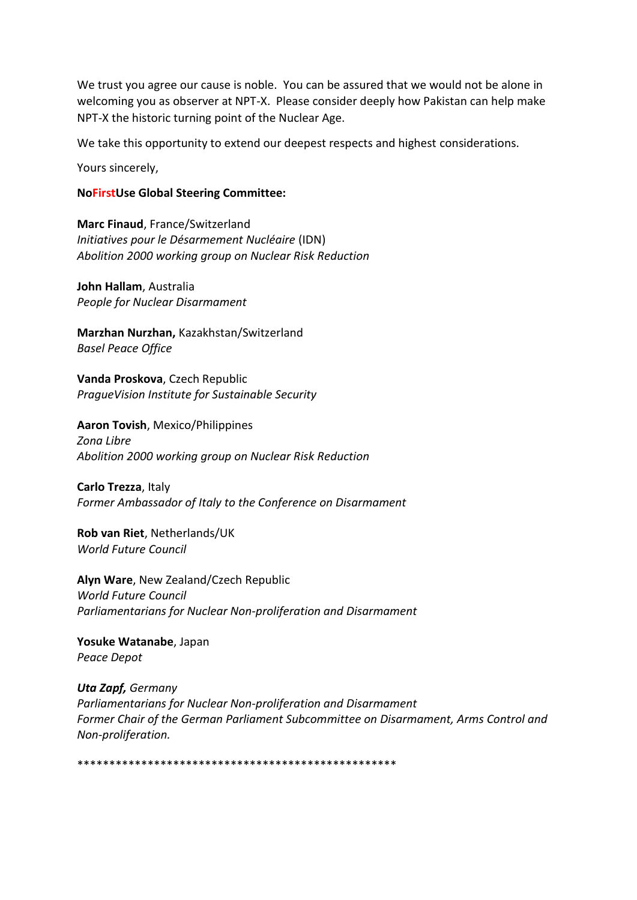We trust you agree our cause is noble. You can be assured that we would not be alone in welcoming you as observer at NPT-X. Please consider deeply how Pakistan can help make NPT-X the historic turning point of the Nuclear Age.

We take this opportunity to extend our deepest respects and highest considerations.

Yours sincerely,

**NoFirstUse Global Steering Committee:**

**Marc Finaud**, France/Switzerland
*Initiatives pour le Désarmement Nucléaire* (IDN)
*Abolition 2000 working group on Nuclear Risk Reduction*

**John Hallam**, Australia
*People for Nuclear Disarmament*

**Marzhan Nurzhan,** Kazakhstan/Switzerland
*Basel Peace Office*

**Vanda Proskova**, Czech Republic
*PragueVision Institute for Sustainable Security*

**Aaron Tovish**, Mexico/Philippines
*Zona Libre*
*Abolition 2000 working group on Nuclear Risk Reduction*

**Carlo Trezza**, Italy
*Former Ambassador of Italy to the Conference on Disarmament*

**Rob van Riet**, Netherlands/UK
*World Future Council*

**Alyn Ware**, New Zealand/Czech Republic
*World Future Council*
*Parliamentarians for Nuclear Non-proliferation and Disarmament*

**Yosuke Watanabe**, Japan
*Peace Depot*

***Uta Zapf,*** *Germany*
*Parliamentarians for Nuclear Non-proliferation and Disarmament*
*Former Chair of the German Parliament Subcommittee on Disarmament, Arms Control and Non-proliferation.*

***************************************************